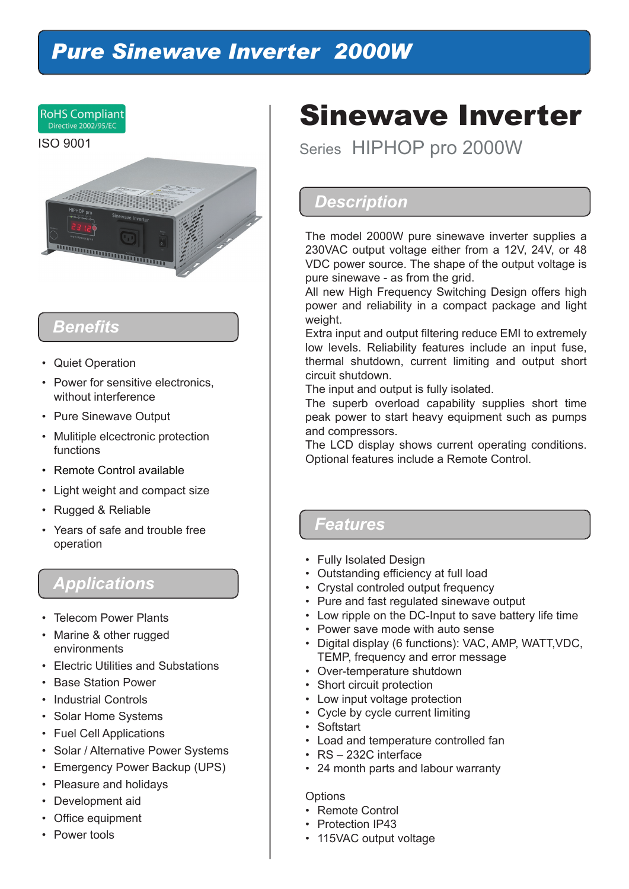# Pure Sinewave Inverter 2000W

RoHS Compliant
Directive 2002/95/EC

ISO 9001

## Benefits

- Quiet Operation
- Power for sensitive electronics, without interference
- Pure Sinewave Output
- Mulitiple elcectronic protection functions
- Remote Control available
- Light weight and compact size
- Rugged & Reliable
- Years of safe and trouble free operation

## Applications

- Telecom Power Plants
- Marine & other rugged environments
- Electric Utilities and Substations
- Base Station Power
- Industrial Controls
- Solar Home Systems
- Fuel Cell Applications
- Solar / Alternative Power Systems
- Emergency Power Backup (UPS)
- Pleasure and holidays
- Development aid
- Office equipment
- Power tools

# Sinewave Inverter

Series HIPHOP pro 2000W

## Description

The model 2000W pure sinewave inverter supplies a 230VAC output voltage either from a 12V, 24V, or 48 VDC power source. The shape of the output voltage is pure sinewave - as from the grid.
All new High Frequency Switching Design offers high power and reliability in a compact package and light weight.
Extra input and output filtering reduce EMI to extremely low levels. Reliability features include an input fuse, thermal shutdown, current limiting and output short circuit shutdown.
The input and output is fully isolated.
The superb overload capability supplies short time peak power to start heavy equipment such as pumps and compressors.
The LCD display shows current operating conditions. Optional features include a Remote Control.

## Features

- Fully Isolated Design
- Outstanding efficiency at full load
- Crystal controled output frequency
- Pure and fast regulated sinewave output
- Low ripple on the DC-Input to save battery life time
- Power save mode with auto sense
- Digital display (6 functions): VAC, AMP, WATT,VDC, TEMP, frequency and error message
- Over-temperature shutdown
- Short circuit protection
- Low input voltage protection
- Cycle by cycle current limiting
- Softstart
- Load and temperature controlled fan
- RS – 232C interface
- 24 month parts and labour warranty

Options

- Remote Control
- Protection IP43
- 115VAC output voltage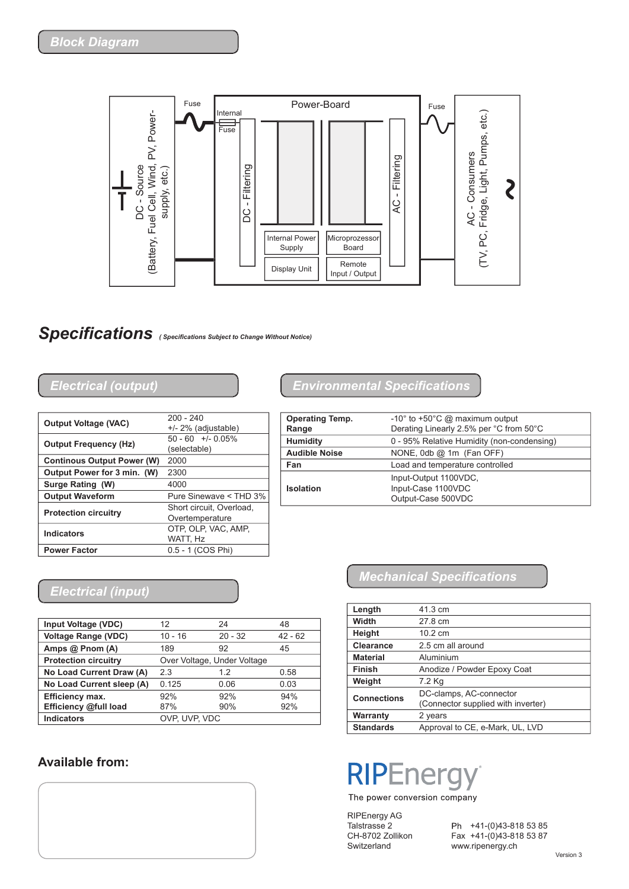## Block Diagram

Fuse

Internal Fuse

Power-Board

Fuse

DC - Source (Battery, Fuel Cell, Wind, PV, Power-supply, etc.)

DC - Filtering

Internal Power Supply

Microprozessor Board

Display Unit

Remote Input / Output

AC - Filtering

AC - Consumers (TV, PC, Fridge, Light, Pumps, etc.)

# Specifications *( Specifications Subject to Change Without Notice)*

## Electrical (output)

| | |
|---|---|
| **Output Voltage (VAC)** | 200 - 240 +/- 2% (adjustable) |
| **Output Frequency (Hz)** | 50 - 60 +/- 0.05% (selectable) |
| **Continous Output Power (W)** | 2000 |
| **Output Power for 3 min. (W)** | 2300 |
| **Surge Rating (W)** | 4000 |
| **Output Waveform** | Pure Sinewave < THD 3% |
| **Protection circuitry** | Short circuit, Overload, Overtemperature |
| **Indicators** | OTP, OLP, VAC, AMP, WATT, Hz |
| **Power Factor** | 0.5 - 1 (COS Phi) |

## Environmental Specifications

| | |
|---|---|
| **Operating Temp. Range** | -10° to +50°C @ maximum output<br>Derating Linearly 2.5% per °C from 50°C |
| **Humidity** | 0 - 95% Relative Humidity (non-condensing) |
| **Audible Noise** | NONE, 0db @ 1m (Fan OFF) |
| **Fan** | Load and temperature controlled |
| **Isolation** | Input-Output 1100VDC,<br>Input-Case 1100VDC<br>Output-Case 500VDC |

## Electrical (input)

| | | | |
|---|---|---|---|
| **Input Voltage (VDC)** | 12 | 24 | 48 |
| **Voltage Range (VDC)** | 10 - 16 | 20 - 32 | 42 - 62 |
| **Amps @ Pnom (A)** | 189 | 92 | 45 |
| **Protection circuitry** | Over Voltage, Under Voltage | | |
| **No Load Current Draw (A)** | 2.3 | 1.2 | 0.58 |
| **No Load Current sleep (A)** | 0.125 | 0.06 | 0.03 |
| **Efficiency max.** | 92% | 92% | 94% |
| **Efficiency @full load** | 87% | 90% | 92% |
| **Indicators** | OVP, UVP, VDC | | |

## Mechanical Specifications

| | |
|---|---|
| **Length** | 41.3 cm |
| **Width** | 27.8 cm |
| **Height** | 10.2 cm |
| **Clearance** | 2.5 cm all around |
| **Material** | Aluminium |
| **Finish** | Anodize / Powder Epoxy Coat |
| **Weight** | 7.2 Kg |
| **Connections** | DC-clamps, AC-connector<br>(Connector supplied with inverter) |
| **Warranty** | 2 years |
| **Standards** | Approval to CE, e-Mark, UL, LVD |

## Available from:

RIPEnergy

The power conversion company

RIPEnergy AG
Talstrasse 2
CH-8702 Zollikon
Switzerland

Ph +41-(0)43-818 53 85
Fax +41-(0)43-818 53 87
www.ripenergy.ch

Version 3